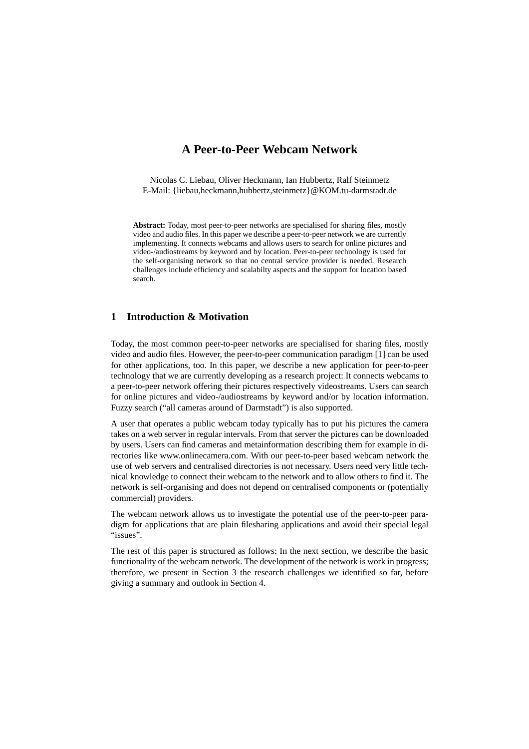# A Peer-to-Peer Webcam Network

Nicolas C. Liebau, Oliver Heckmann, Ian Hubbertz, Ralf Steinmetz
E-Mail: {liebau,heckmann,hubbertz,steinmetz}@KOM.tu-darmstadt.de

**Abstract:** Today, most peer-to-peer networks are specialised for sharing files, mostly video and audio files. In this paper we describe a peer-to-peer network we are currently implementing. It connects webcams and allows users to search for online pictures and video-/audiostreams by keyword and by location. Peer-to-peer technology is used for the self-organising network so that no central service provider is needed. Research challenges include efficiency and scalabilty aspects and the support for location based search.

## 1 Introduction & Motivation

Today, the most common peer-to-peer networks are specialised for sharing files, mostly video and audio files. However, the peer-to-peer communication paradigm [1] can be used for other applications, too. In this paper, we describe a new application for peer-to-peer technology that we are currently developing as a research project: It connects webcams to a peer-to-peer network offering their pictures respectively videostreams. Users can search for online pictures and video-/audiostreams by keyword and/or by location information. Fuzzy search ("all cameras around of Darmstadt") is also supported.

A user that operates a public webcam today typically has to put his pictures the camera takes on a web server in regular intervals. From that server the pictures can be downloaded by users. Users can find cameras and metainformation describing them for example in directories like www.onlinecamera.com. With our peer-to-peer based webcam network the use of web servers and centralised directories is not necessary. Users need very little technical knowledge to connect their webcam to the network and to allow others to find it. The network is self-organising and does not depend on centralised components or (potentially commercial) providers.

The webcam network allows us to investigate the potential use of the peer-to-peer paradigm for applications that are plain filesharing applications and avoid their special legal "issues".

The rest of this paper is structured as follows: In the next section, we describe the basic functionality of the webcam network. The development of the network is work in progress; therefore, we present in Section 3 the research challenges we identified so far, before giving a summary and outlook in Section 4.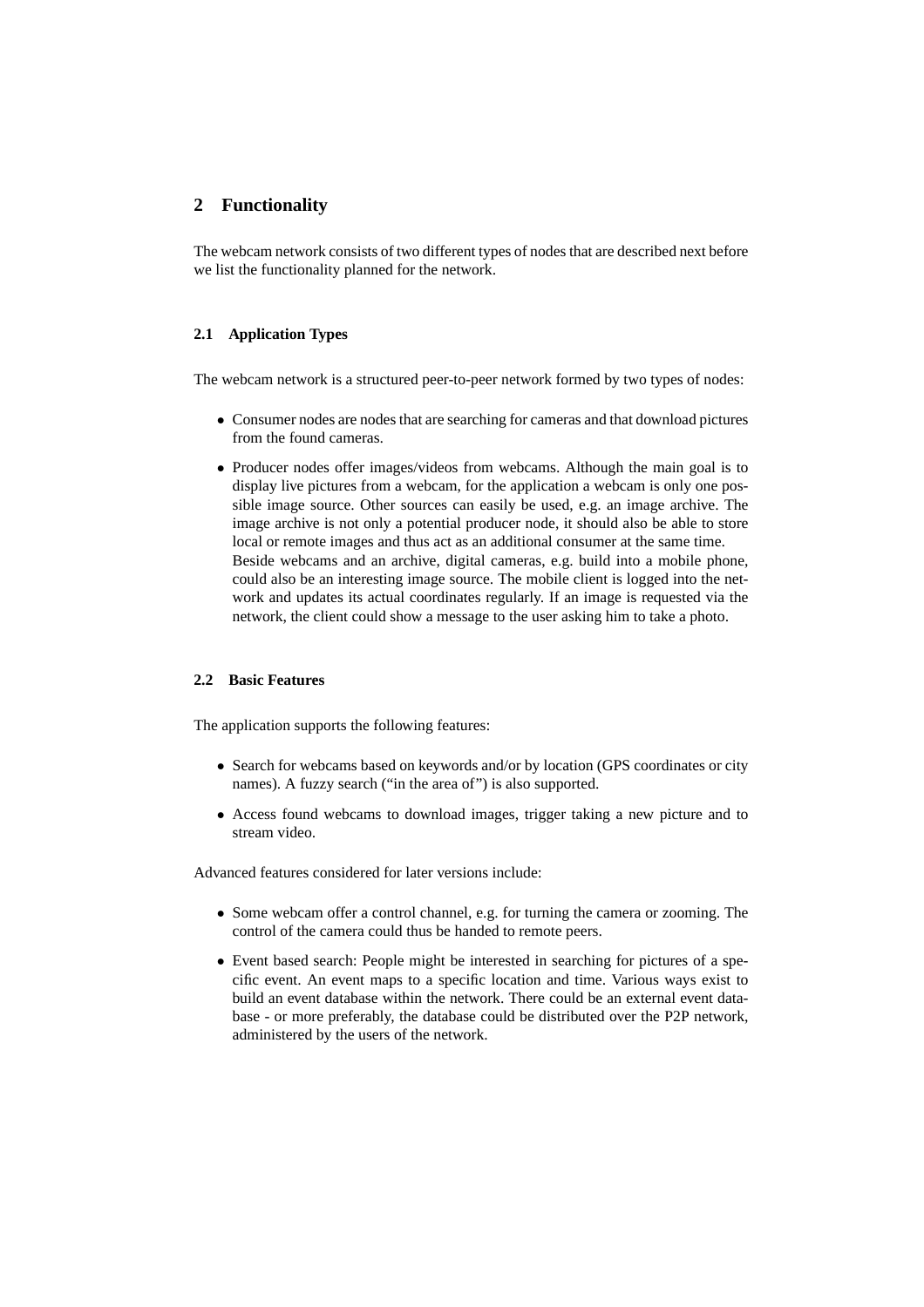## 2 Functionality

The webcam network consists of two different types of nodes that are described next before we list the functionality planned for the network.

### 2.1 Application Types

The webcam network is a structured peer-to-peer network formed by two types of nodes:

- Consumer nodes are nodes that are searching for cameras and that download pictures from the found cameras.
- Producer nodes offer images/videos from webcams. Although the main goal is to display live pictures from a webcam, for the application a webcam is only one possible image source. Other sources can easily be used, e.g. an image archive. The image archive is not only a potential producer node, it should also be able to store local or remote images and thus act as an additional consumer at the same time. Beside webcams and an archive, digital cameras, e.g. build into a mobile phone, could also be an interesting image source. The mobile client is logged into the network and updates its actual coordinates regularly. If an image is requested via the network, the client could show a message to the user asking him to take a photo.

### 2.2 Basic Features

The application supports the following features:

- Search for webcams based on keywords and/or by location (GPS coordinates or city names). A fuzzy search ("in the area of") is also supported.
- Access found webcams to download images, trigger taking a new picture and to stream video.

Advanced features considered for later versions include:

- Some webcam offer a control channel, e.g. for turning the camera or zooming. The control of the camera could thus be handed to remote peers.
- Event based search: People might be interested in searching for pictures of a specific event. An event maps to a specific location and time. Various ways exist to build an event database within the network. There could be an external event database - or more preferably, the database could be distributed over the P2P network, administered by the users of the network.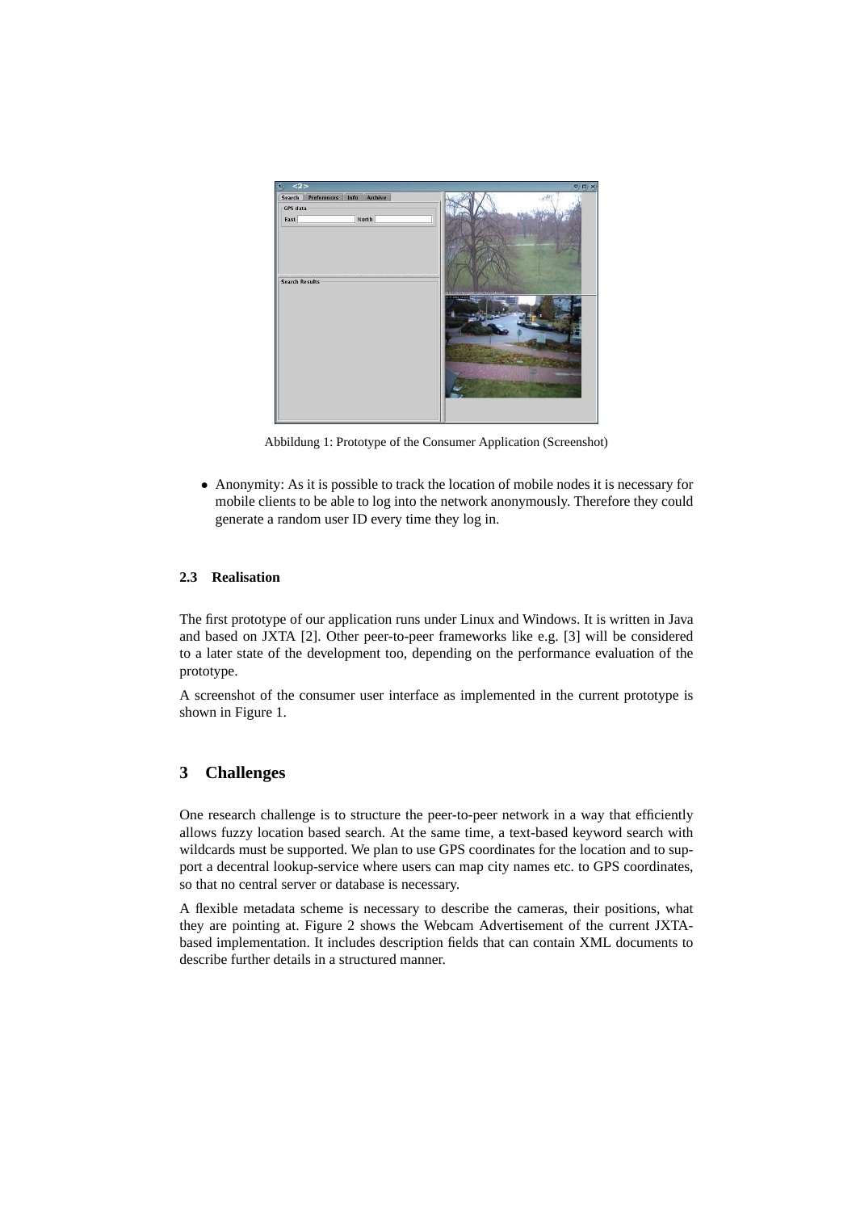Abbildung 1: Prototype of the Consumer Application (Screenshot)

- Anonymity: As it is possible to track the location of mobile nodes it is necessary for mobile clients to be able to log into the network anonymously. Therefore they could generate a random user ID every time they log in.

### 2.3 Realisation

The first prototype of our application runs under Linux and Windows. It is written in Java and based on JXTA [2]. Other peer-to-peer frameworks like e.g. [3] will be considered to a later state of the development too, depending on the performance evaluation of the prototype.

A screenshot of the consumer user interface as implemented in the current prototype is shown in Figure 1.

## 3 Challenges

One research challenge is to structure the peer-to-peer network in a way that efficiently allows fuzzy location based search. At the same time, a text-based keyword search with wildcards must be supported. We plan to use GPS coordinates for the location and to support a decentral lookup-service where users can map city names etc. to GPS coordinates, so that no central server or database is necessary.

A flexible metadata scheme is necessary to describe the cameras, their positions, what they are pointing at. Figure 2 shows the Webcam Advertisement of the current JXTA-based implementation. It includes description fields that can contain XML documents to describe further details in a structured manner.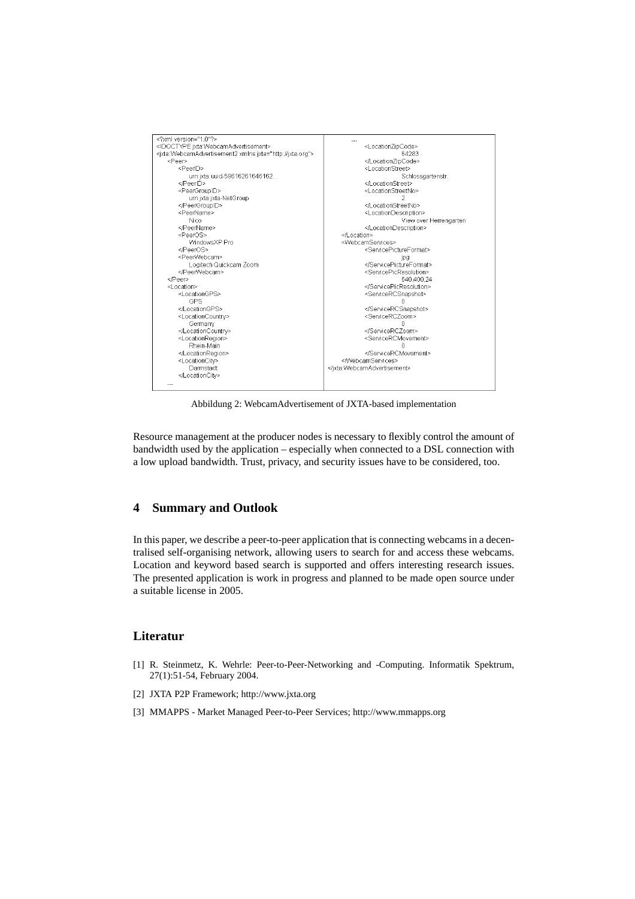```
<?xml version="1.0"?>
<!DOCTYPE jxta:WebcamAdvertisement>
<jxta:WebcamAdvertisement2 xmlns:jxta="http://jxta.org">
    <Peer>
        <PeerID>
            urn:jxta:uuid-59816281646162...
        </PeerID>
        <PeerGroupID>
            urn:jxta:jxta-NetGroup
        </PeerGroupID>
        <PeerName>
            Nico
        </PeerName>
        <PeerOS>
            WindowsXP Pro
        </PeerOS>
        <PeerWebcam>
            Logitech Quickcam Zoom
        </PeerWebcam>
    </Peer>
    <Location>
        <LocationGPS>
            GPS
        </LocationGPS>
        <LocationCountry>
            Germany
        </LocationCountry>
        <LocationRegion>
            Rhein-Main
        </LocationRegion>
        <LocationCity>
            Darmstadt
        </LocationCity>
    ...
        ...
        <LocationZipCode>
            64283
        </LocationZipCode>
        <LocationStreet>
            Schlossgartenstr.
        </LocationStreet>
        <LocationStreetNo>
            2
        </LocationStreetNo>
        <LocationDescription>
            View over Herrengarten
        </LocationDescription>
    </Location>
    <WebcamServices>
        <ServicePictureFormat>
            jpg
        </ServicePictureFormat>
        <ServicePicResolution>
            640,400,24
        </ServicePicResolution>
        <ServiceRCSnapshot>
            0
        </ServiceRCSnapshot>
        <ServiceRCZoom>
            0
        </ServiceRCZoom>
        <ServiceRCMovement>
            0
        </ServiceRCMovement>
    </WebcamServices>
</jxta:WebcamAdvertisement>
```

Abbildung 2: WebcamAdvertisement of JXTA-based implementation

Resource management at the producer nodes is necessary to flexibly control the amount of bandwidth used by the application – especially when connected to a DSL connection with a low upload bandwidth. Trust, privacy, and security issues have to be considered, too.

## 4 Summary and Outlook

In this paper, we describe a peer-to-peer application that is connecting webcams in a decentralised self-organising network, allowing users to search for and access these webcams. Location and keyword based search is supported and offers interesting research issues. The presented application is work in progress and planned to be made open source under a suitable license in 2005.

## Literatur

[1] R. Steinmetz, K. Wehrle: Peer-to-Peer-Networking and -Computing. Informatik Spektrum, 27(1):51-54, February 2004.

[2] JXTA P2P Framework; http://www.jxta.org

[3] MMAPPS - Market Managed Peer-to-Peer Services; http://www.mmapps.org